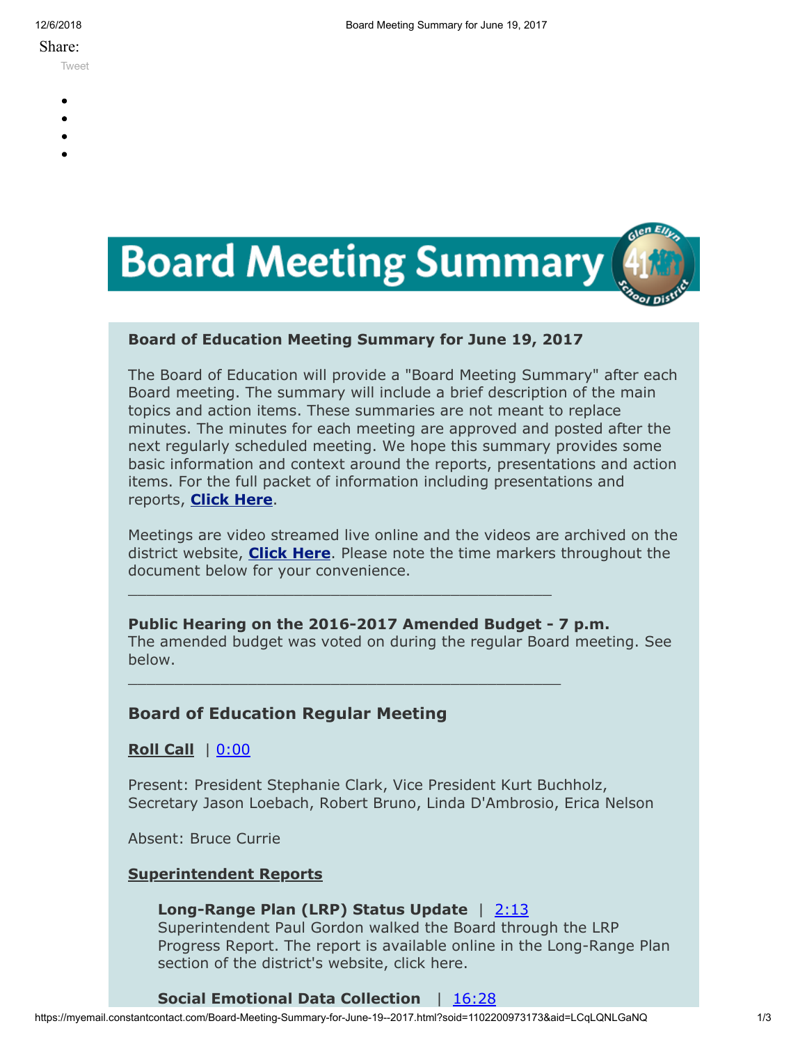Share:

Tweet

# Board Meeting Summary

**Board of Education Meeting Summary for June 19, 2017**

The Board of Education will provide a "Board Meeting Summary" after each Board meeting. The summary will include a brief description of the main topics and action items. These summaries are not meant to replace minutes. The minutes for each meeting are approved and posted after the next regularly scheduled meeting. We hope this summary provides some basic information and context around the reports, presentations and action items. For the full packet of information including presentations and reports, **Click Here**.

Meetings are video streamed live online and the videos are archived on the district website, **Click Here**. Please note the time markers throughout the document below for your convenience.

---

**Public Hearing on the 2016-2017 Amended Budget - 7 p.m.**
The amended budget was voted on during the regular Board meeting. See below.

---

## Board of Education Regular Meeting

**Roll Call** | 0:00

Present: President Stephanie Clark, Vice President Kurt Buchholz, Secretary Jason Loebach, Robert Bruno, Linda D'Ambrosio, Erica Nelson

Absent: Bruce Currie

**Superintendent Reports**

**Long-Range Plan (LRP) Status Update** | 2:13
Superintendent Paul Gordon walked the Board through the LRP Progress Report. The report is available online in the Long-Range Plan section of the district's website, click here.

**Social Emotional Data Collection** | 16:28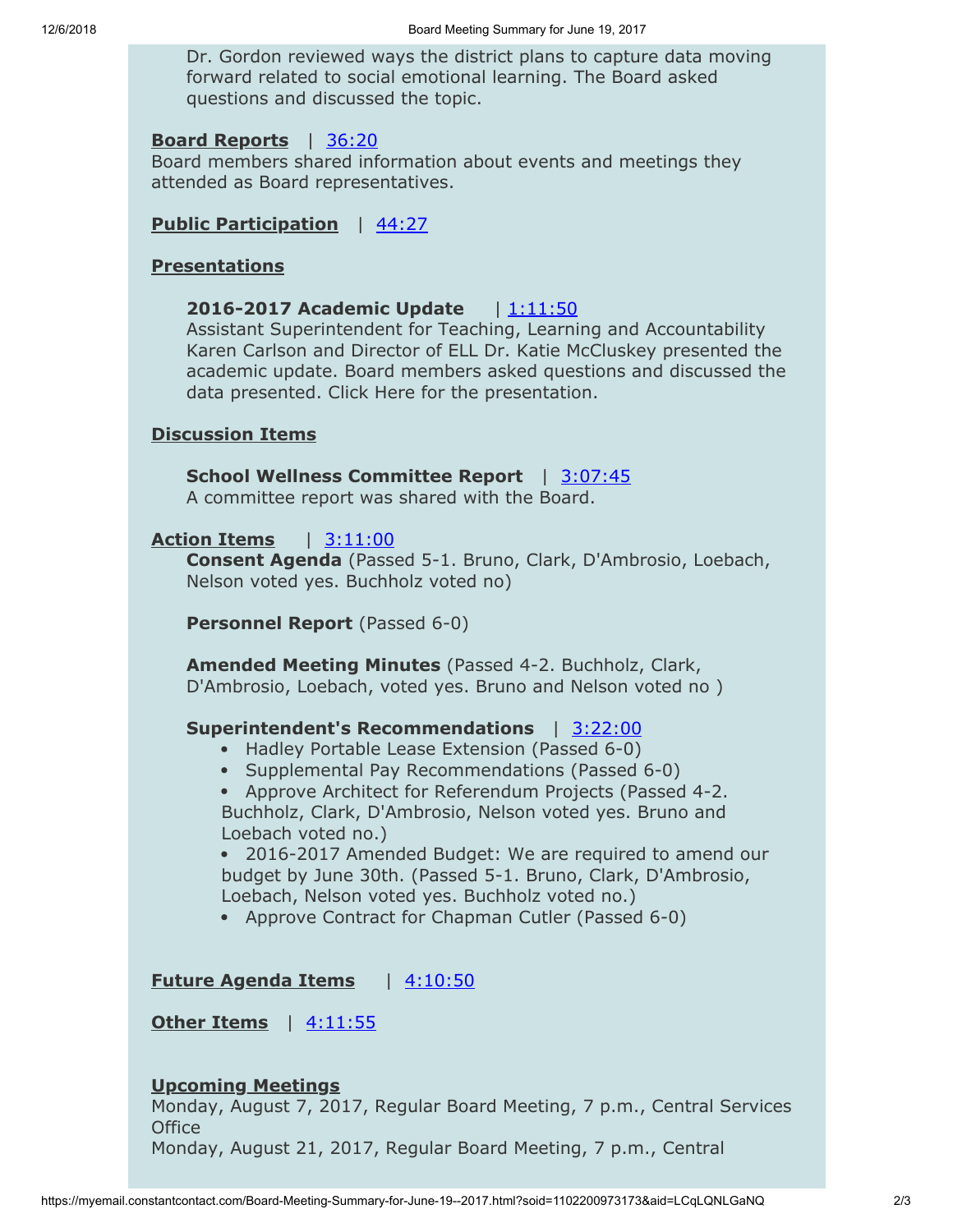Dr. Gordon reviewed ways the district plans to capture data moving forward related to social emotional learning. The Board asked questions and discussed the topic.

**Board Reports** | 36:20
Board members shared information about events and meetings they attended as Board representatives.

**Public Participation** | 44:27

**Presentations**

**2016-2017 Academic Update** | 1:11:50
Assistant Superintendent for Teaching, Learning and Accountability Karen Carlson and Director of ELL Dr. Katie McCluskey presented the academic update. Board members asked questions and discussed the data presented. Click Here for the presentation.

**Discussion Items**

**School Wellness Committee Report** | 3:07:45
A committee report was shared with the Board.

**Action Items** | 3:11:00

**Consent Agenda** (Passed 5-1. Bruno, Clark, D'Ambrosio, Loebach, Nelson voted yes. Buchholz voted no)

**Personnel Report** (Passed 6-0)

**Amended Meeting Minutes** (Passed 4-2. Buchholz, Clark, D'Ambrosio, Loebach, voted yes. Bruno and Nelson voted no )

**Superintendent's Recommendations** | 3:22:00

- Hadley Portable Lease Extension (Passed 6-0)
- Supplemental Pay Recommendations (Passed 6-0)
- Approve Architect for Referendum Projects (Passed 4-2. Buchholz, Clark, D'Ambrosio, Nelson voted yes. Bruno and Loebach voted no.)
- 2016-2017 Amended Budget: We are required to amend our budget by June 30th. (Passed 5-1. Bruno, Clark, D'Ambrosio, Loebach, Nelson voted yes. Buchholz voted no.)
- Approve Contract for Chapman Cutler (Passed 6-0)

**Future Agenda Items** | 4:10:50

**Other Items** | 4:11:55

**Upcoming Meetings**
Monday, August 7, 2017, Regular Board Meeting, 7 p.m., Central Services Office
Monday, August 21, 2017, Regular Board Meeting, 7 p.m., Central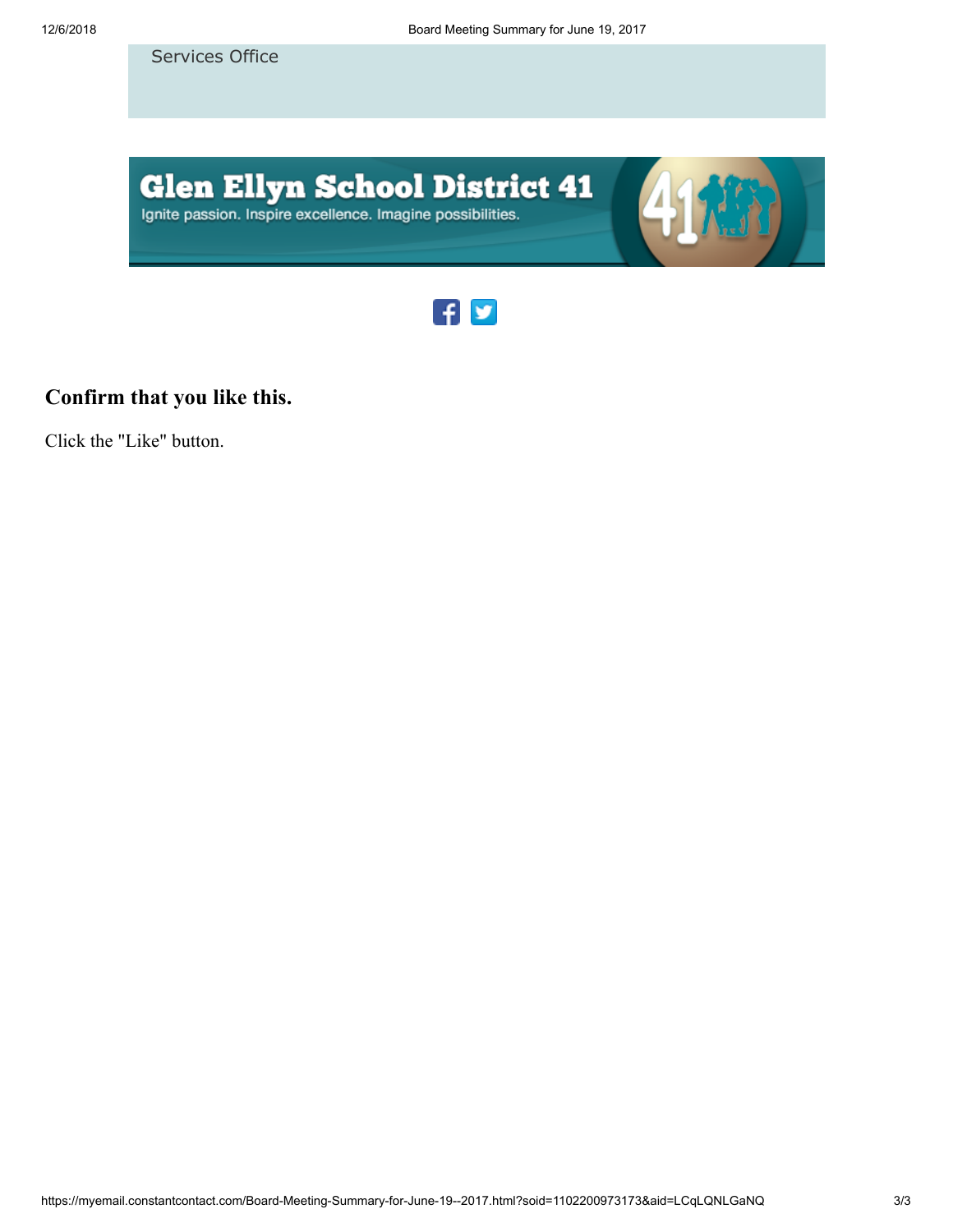Services Office

Glen Ellyn School District 41

Ignite passion. Inspire excellence. Imagine possibilities.

## Confirm that you like this.

Click the "Like" button.